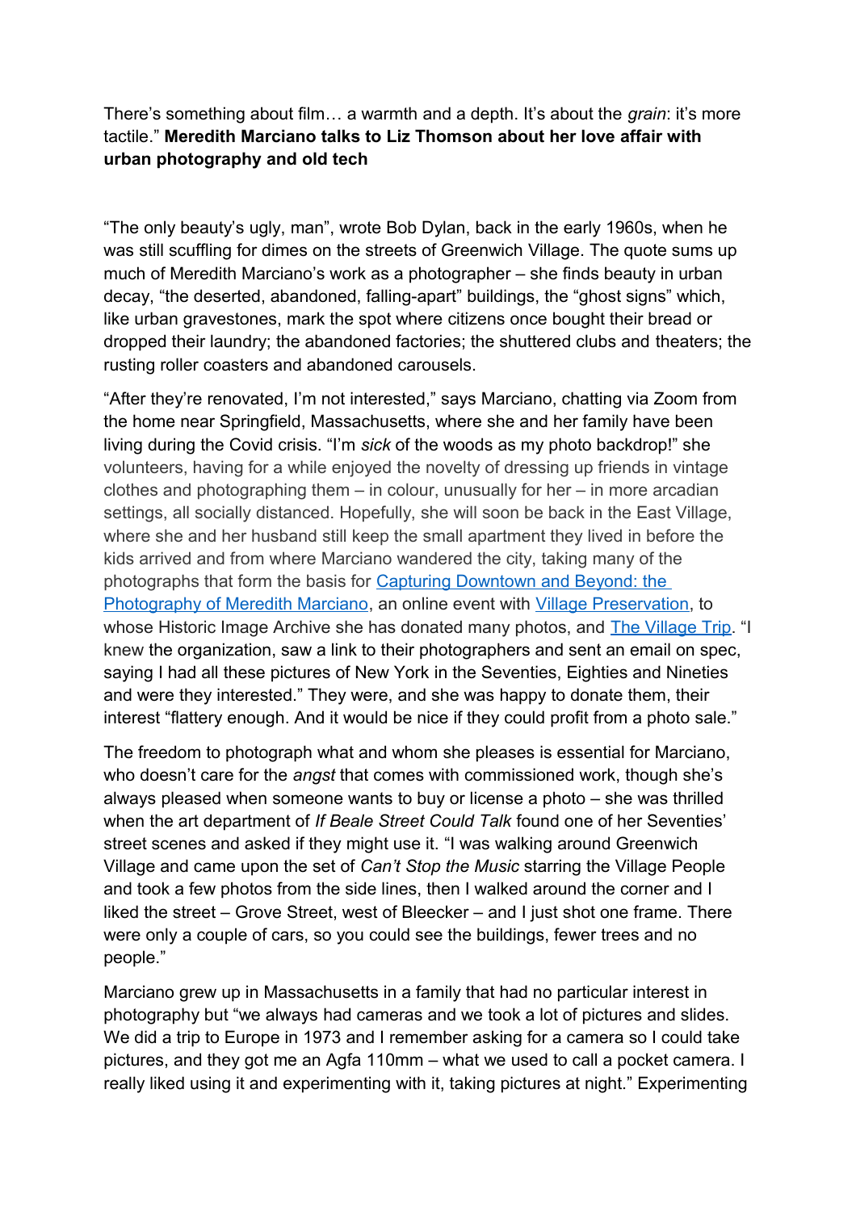There's something about film… a warmth and a depth. It's about the *grain*: it's more tactile." **Meredith Marciano talks to Liz Thomson about her love affair with urban photography and old tech**

"The only beauty's ugly, man", wrote Bob Dylan, back in the early 1960s, when he was still scuffling for dimes on the streets of Greenwich Village. The quote sums up much of Meredith Marciano's work as a photographer – she finds beauty in urban decay, "the deserted, abandoned, falling-apart" buildings, the "ghost signs" which, like urban gravestones, mark the spot where citizens once bought their bread or dropped their laundry; the abandoned factories; the shuttered clubs and theaters; the rusting roller coasters and abandoned carousels.

"After they're renovated, I'm not interested," says Marciano, chatting via Zoom from the home near Springfield, Massachusetts, where she and her family have been living during the Covid crisis. "I'm *sick* of the woods as my photo backdrop!" she volunteers, having for a while enjoyed the novelty of dressing up friends in vintage clothes and photographing them – in colour, unusually for her – in more arcadian settings, all socially distanced. Hopefully, she will soon be back in the East Village, where she and her husband still keep the small apartment they lived in before the kids arrived and from where Marciano wandered the city, taking many of the photographs that form the basis for [Capturing Downtown and Beyond: the Photography of Meredith Marciano](), an online event with [Village Preservation](), to whose Historic Image Archive she has donated many photos, and [The Village Trip](). "I knew the organization, saw a link to their photographers and sent an email on spec, saying I had all these pictures of New York in the Seventies, Eighties and Nineties and were they interested." They were, and she was happy to donate them, their interest "flattery enough. And it would be nice if they could profit from a photo sale."

The freedom to photograph what and whom she pleases is essential for Marciano, who doesn't care for the *angst* that comes with commissioned work, though she's always pleased when someone wants to buy or license a photo – she was thrilled when the art department of *If Beale Street Could Talk* found one of her Seventies' street scenes and asked if they might use it. "I was walking around Greenwich Village and came upon the set of *Can't Stop the Music* starring the Village People and took a few photos from the side lines, then I walked around the corner and I liked the street – Grove Street, west of Bleecker – and I just shot one frame. There were only a couple of cars, so you could see the buildings, fewer trees and no people."

Marciano grew up in Massachusetts in a family that had no particular interest in photography but "we always had cameras and we took a lot of pictures and slides. We did a trip to Europe in 1973 and I remember asking for a camera so I could take pictures, and they got me an Agfa 110mm – what we used to call a pocket camera. I really liked using it and experimenting with it, taking pictures at night." Experimenting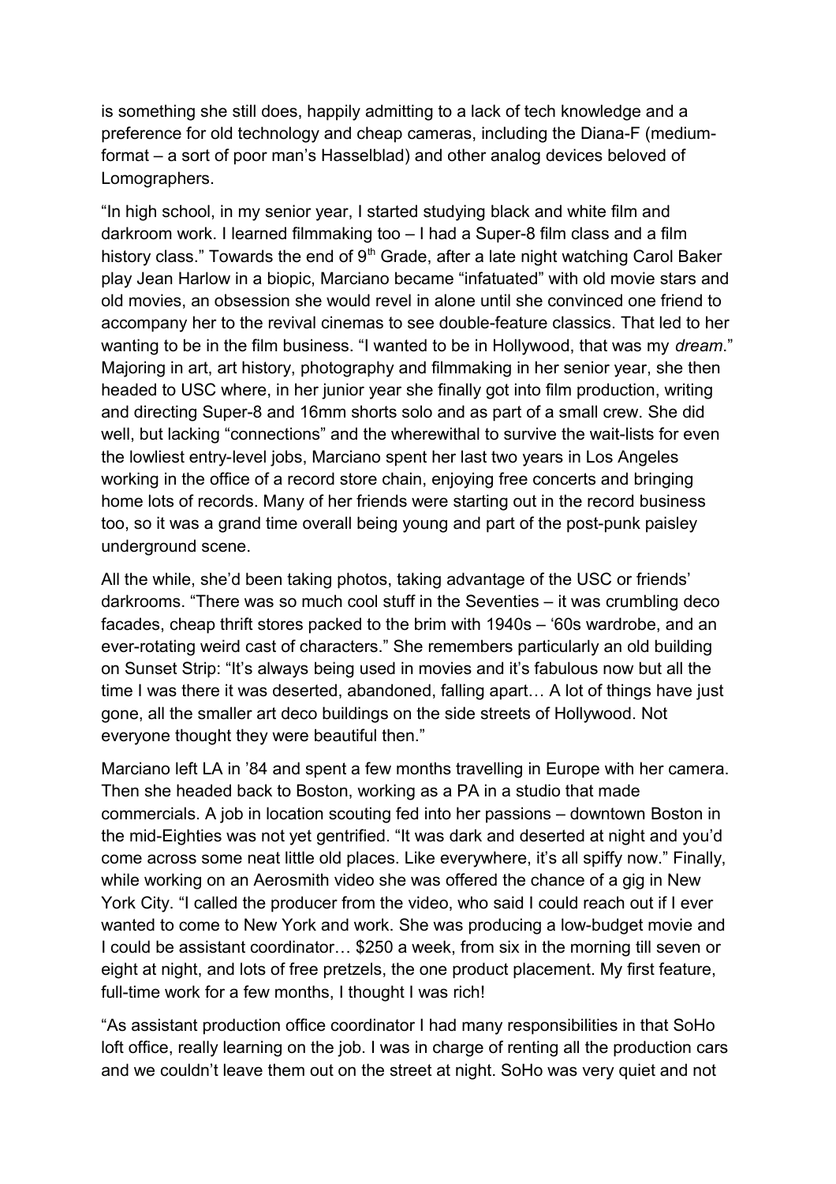is something she still does, happily admitting to a lack of tech knowledge and a preference for old technology and cheap cameras, including the Diana-F (medium-format – a sort of poor man's Hasselblad) and other analog devices beloved of Lomographers.

"In high school, in my senior year, I started studying black and white film and darkroom work. I learned filmmaking too – I had a Super-8 film class and a film history class." Towards the end of 9th Grade, after a late night watching Carol Baker play Jean Harlow in a biopic, Marciano became "infatuated" with old movie stars and old movies, an obsession she would revel in alone until she convinced one friend to accompany her to the revival cinemas to see double-feature classics. That led to her wanting to be in the film business. "I wanted to be in Hollywood, that was my *dream*." Majoring in art, art history, photography and filmmaking in her senior year, she then headed to USC where, in her junior year she finally got into film production, writing and directing Super-8 and 16mm shorts solo and as part of a small crew. She did well, but lacking "connections" and the wherewithal to survive the wait-lists for even the lowliest entry-level jobs, Marciano spent her last two years in Los Angeles working in the office of a record store chain, enjoying free concerts and bringing home lots of records. Many of her friends were starting out in the record business too, so it was a grand time overall being young and part of the post-punk paisley underground scene.

All the while, she'd been taking photos, taking advantage of the USC or friends' darkrooms. "There was so much cool stuff in the Seventies – it was crumbling deco facades, cheap thrift stores packed to the brim with 1940s – '60s wardrobe, and an ever-rotating weird cast of characters." She remembers particularly an old building on Sunset Strip: "It's always being used in movies and it's fabulous now but all the time I was there it was deserted, abandoned, falling apart… A lot of things have just gone, all the smaller art deco buildings on the side streets of Hollywood. Not everyone thought they were beautiful then."

Marciano left LA in '84 and spent a few months travelling in Europe with her camera. Then she headed back to Boston, working as a PA in a studio that made commercials. A job in location scouting fed into her passions – downtown Boston in the mid-Eighties was not yet gentrified. "It was dark and deserted at night and you'd come across some neat little old places. Like everywhere, it's all spiffy now." Finally, while working on an Aerosmith video she was offered the chance of a gig in New York City. "I called the producer from the video, who said I could reach out if I ever wanted to come to New York and work. She was producing a low-budget movie and I could be assistant coordinator… $250 a week, from six in the morning till seven or eight at night, and lots of free pretzels, the one product placement. My first feature, full-time work for a few months, I thought I was rich!

"As assistant production office coordinator I had many responsibilities in that SoHo loft office, really learning on the job. I was in charge of renting all the production cars and we couldn't leave them out on the street at night. SoHo was very quiet and not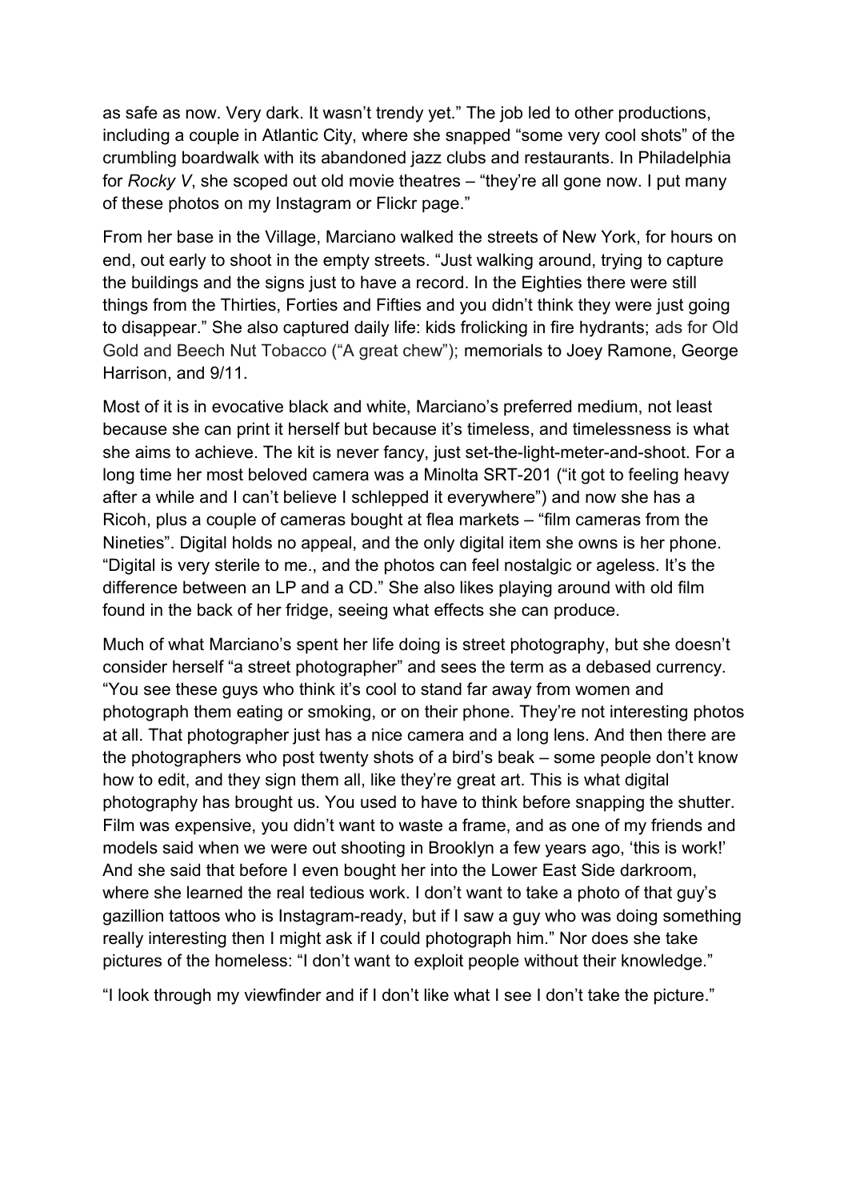as safe as now. Very dark. It wasn't trendy yet." The job led to other productions, including a couple in Atlantic City, where she snapped "some very cool shots" of the crumbling boardwalk with its abandoned jazz clubs and restaurants. In Philadelphia for *Rocky V*, she scoped out old movie theatres – "they're all gone now. I put many of these photos on my Instagram or Flickr page."

From her base in the Village, Marciano walked the streets of New York, for hours on end, out early to shoot in the empty streets. "Just walking around, trying to capture the buildings and the signs just to have a record. In the Eighties there were still things from the Thirties, Forties and Fifties and you didn't think they were just going to disappear." She also captured daily life: kids frolicking in fire hydrants; ads for Old Gold and Beech Nut Tobacco ("A great chew"); memorials to Joey Ramone, George Harrison, and 9/11.

Most of it is in evocative black and white, Marciano's preferred medium, not least because she can print it herself but because it's timeless, and timelessness is what she aims to achieve. The kit is never fancy, just set-the-light-meter-and-shoot. For a long time her most beloved camera was a Minolta SRT-201 ("it got to feeling heavy after a while and I can't believe I schlepped it everywhere") and now she has a Ricoh, plus a couple of cameras bought at flea markets – "film cameras from the Nineties". Digital holds no appeal, and the only digital item she owns is her phone. "Digital is very sterile to me., and the photos can feel nostalgic or ageless. It's the difference between an LP and a CD." She also likes playing around with old film found in the back of her fridge, seeing what effects she can produce.

Much of what Marciano's spent her life doing is street photography, but she doesn't consider herself "a street photographer" and sees the term as a debased currency. "You see these guys who think it's cool to stand far away from women and photograph them eating or smoking, or on their phone. They're not interesting photos at all. That photographer just has a nice camera and a long lens. And then there are the photographers who post twenty shots of a bird's beak – some people don't know how to edit, and they sign them all, like they're great art. This is what digital photography has brought us. You used to have to think before snapping the shutter. Film was expensive, you didn't want to waste a frame, and as one of my friends and models said when we were out shooting in Brooklyn a few years ago, 'this is work!' And she said that before I even bought her into the Lower East Side darkroom, where she learned the real tedious work. I don't want to take a photo of that guy's gazillion tattoos who is Instagram-ready, but if I saw a guy who was doing something really interesting then I might ask if I could photograph him." Nor does she take pictures of the homeless: "I don't want to exploit people without their knowledge."

"I look through my viewfinder and if I don't like what I see I don't take the picture."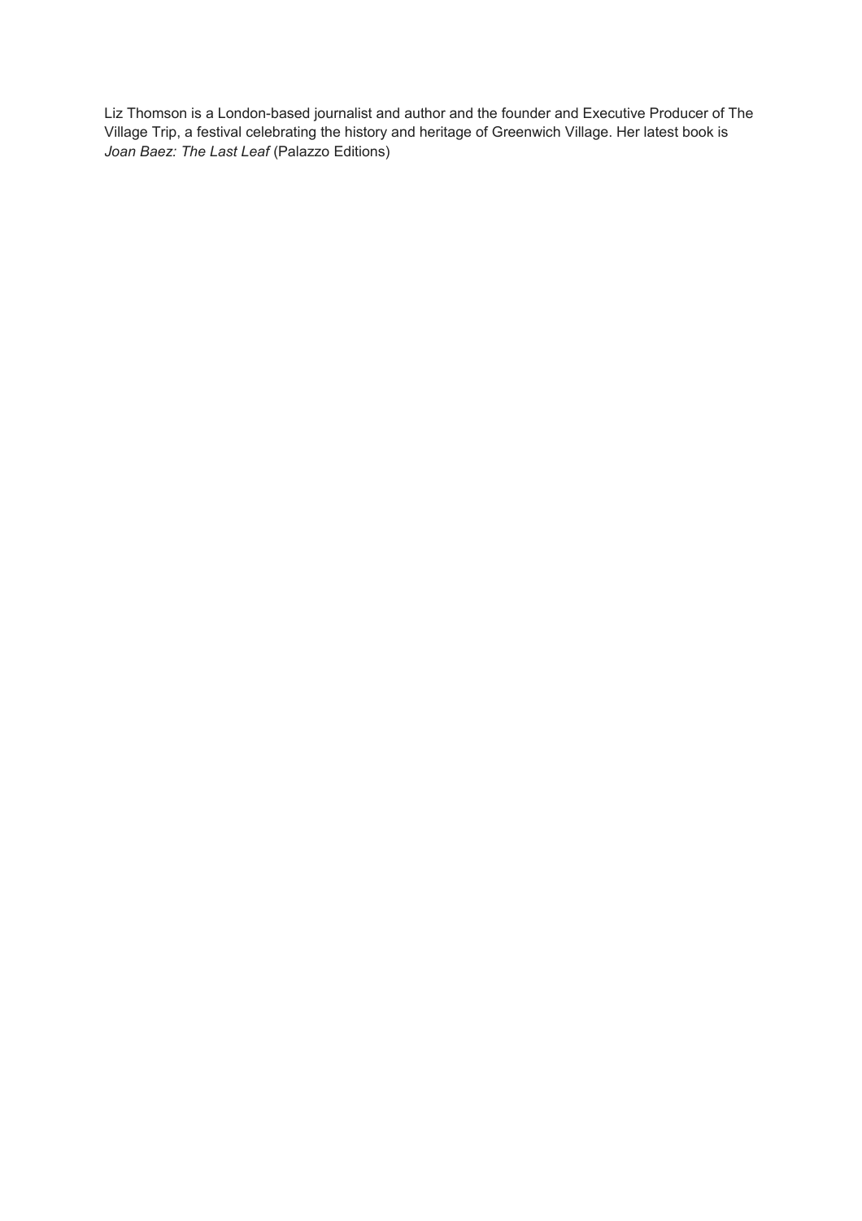Liz Thomson is a London-based journalist and author and the founder and Executive Producer of The Village Trip, a festival celebrating the history and heritage of Greenwich Village. Her latest book is *Joan Baez: The Last Leaf* (Palazzo Editions)